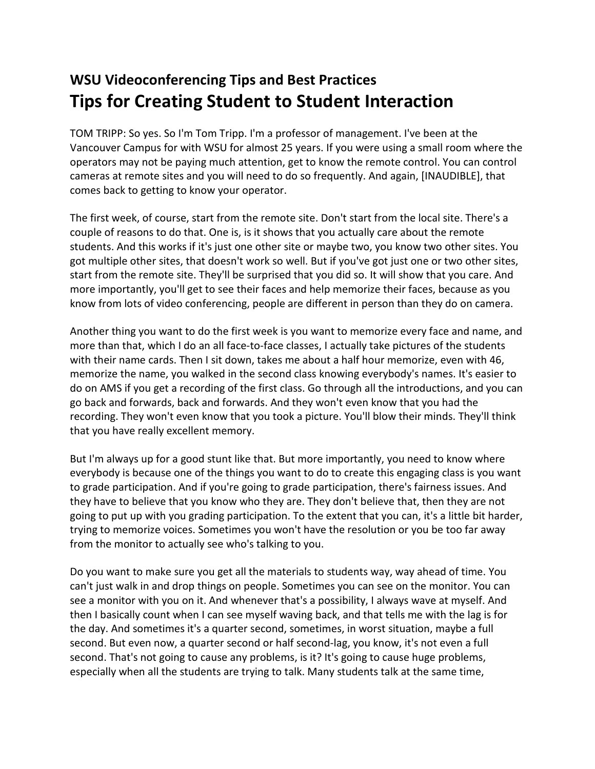## WSU Videoconferencing Tips and Best Practices

# Tips for Creating Student to Student Interaction

TOM TRIPP: So yes. So I'm Tom Tripp. I'm a professor of management. I've been at the Vancouver Campus for with WSU for almost 25 years. If you were using a small room where the operators may not be paying much attention, get to know the remote control. You can control cameras at remote sites and you will need to do so frequently. And again, [INAUDIBLE], that comes back to getting to know your operator.

The first week, of course, start from the remote site. Don't start from the local site. There's a couple of reasons to do that. One is, is it shows that you actually care about the remote students. And this works if it's just one other site or maybe two, you know two other sites. You got multiple other sites, that doesn't work so well. But if you've got just one or two other sites, start from the remote site. They'll be surprised that you did so. It will show that you care. And more importantly, you'll get to see their faces and help memorize their faces, because as you know from lots of video conferencing, people are different in person than they do on camera.

Another thing you want to do the first week is you want to memorize every face and name, and more than that, which I do an all face-to-face classes, I actually take pictures of the students with their name cards. Then I sit down, takes me about a half hour memorize, even with 46, memorize the name, you walked in the second class knowing everybody's names. It's easier to do on AMS if you get a recording of the first class. Go through all the introductions, and you can go back and forwards, back and forwards. And they won't even know that you had the recording. They won't even know that you took a picture. You'll blow their minds. They'll think that you have really excellent memory.

But I'm always up for a good stunt like that. But more importantly, you need to know where everybody is because one of the things you want to do to create this engaging class is you want to grade participation. And if you're going to grade participation, there's fairness issues. And they have to believe that you know who they are. They don't believe that, then they are not going to put up with you grading participation. To the extent that you can, it's a little bit harder, trying to memorize voices. Sometimes you won't have the resolution or you be too far away from the monitor to actually see who's talking to you.

Do you want to make sure you get all the materials to students way, way ahead of time. You can't just walk in and drop things on people. Sometimes you can see on the monitor. You can see a monitor with you on it. And whenever that's a possibility, I always wave at myself. And then I basically count when I can see myself waving back, and that tells me with the lag is for the day. And sometimes it's a quarter second, sometimes, in worst situation, maybe a full second. But even now, a quarter second or half second-lag, you know, it's not even a full second. That's not going to cause any problems, is it? It's going to cause huge problems, especially when all the students are trying to talk. Many students talk at the same time,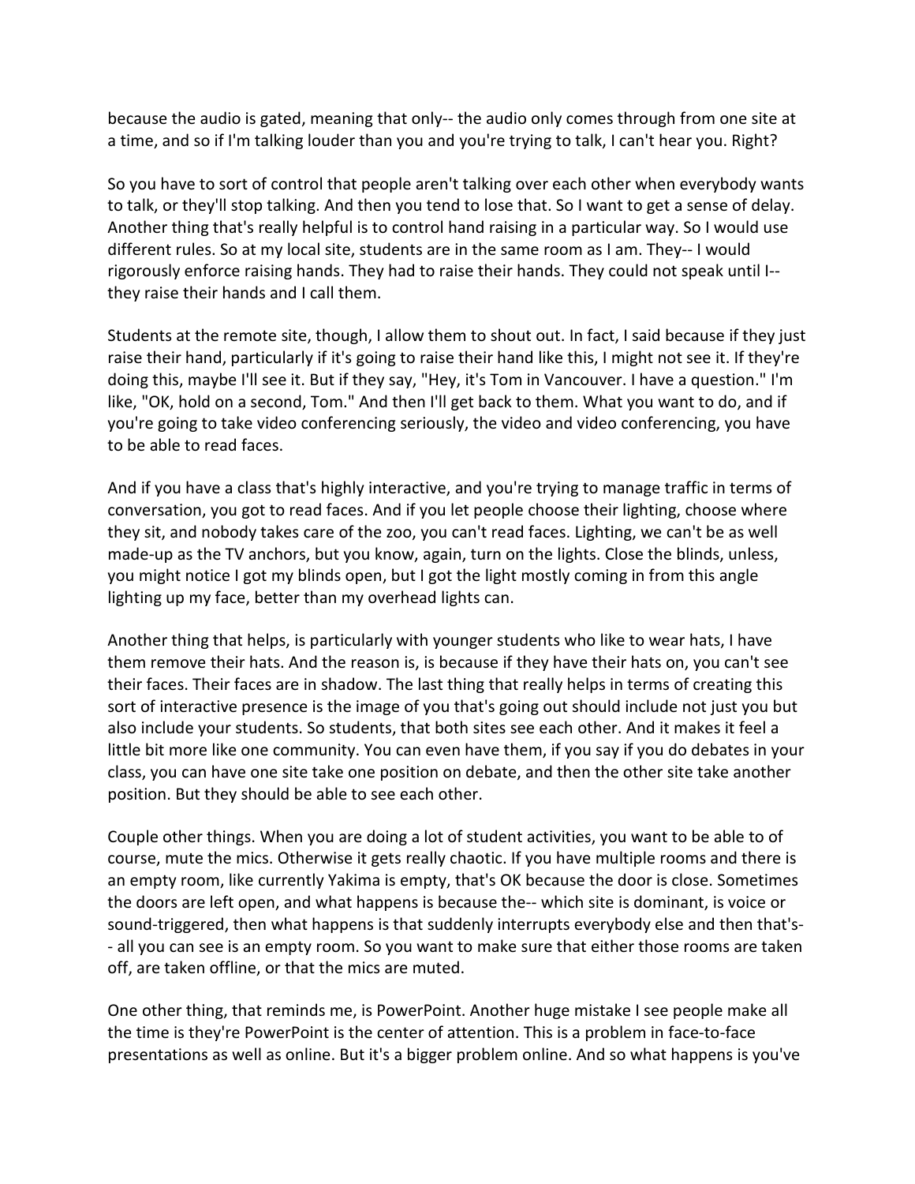because the audio is gated, meaning that only-- the audio only comes through from one site at a time, and so if I'm talking louder than you and you're trying to talk, I can't hear you. Right?

So you have to sort of control that people aren't talking over each other when everybody wants to talk, or they'll stop talking. And then you tend to lose that. So I want to get a sense of delay. Another thing that's really helpful is to control hand raising in a particular way. So I would use different rules. So at my local site, students are in the same room as I am. They-- I would rigorously enforce raising hands. They had to raise their hands. They could not speak until I-- they raise their hands and I call them.

Students at the remote site, though, I allow them to shout out. In fact, I said because if they just raise their hand, particularly if it's going to raise their hand like this, I might not see it. If they're doing this, maybe I'll see it. But if they say, "Hey, it's Tom in Vancouver. I have a question." I'm like, "OK, hold on a second, Tom." And then I'll get back to them. What you want to do, and if you're going to take video conferencing seriously, the video and video conferencing, you have to be able to read faces.

And if you have a class that's highly interactive, and you're trying to manage traffic in terms of conversation, you got to read faces. And if you let people choose their lighting, choose where they sit, and nobody takes care of the zoo, you can't read faces. Lighting, we can't be as well made-up as the TV anchors, but you know, again, turn on the lights. Close the blinds, unless, you might notice I got my blinds open, but I got the light mostly coming in from this angle lighting up my face, better than my overhead lights can.

Another thing that helps, is particularly with younger students who like to wear hats, I have them remove their hats. And the reason is, is because if they have their hats on, you can't see their faces. Their faces are in shadow. The last thing that really helps in terms of creating this sort of interactive presence is the image of you that's going out should include not just you but also include your students. So students, that both sites see each other. And it makes it feel a little bit more like one community. You can even have them, if you say if you do debates in your class, you can have one site take one position on debate, and then the other site take another position. But they should be able to see each other.

Couple other things. When you are doing a lot of student activities, you want to be able to of course, mute the mics. Otherwise it gets really chaotic. If you have multiple rooms and there is an empty room, like currently Yakima is empty, that's OK because the door is close. Sometimes the doors are left open, and what happens is because the-- which site is dominant, is voice or sound-triggered, then what happens is that suddenly interrupts everybody else and then that's-- all you can see is an empty room. So you want to make sure that either those rooms are taken off, are taken offline, or that the mics are muted.

One other thing, that reminds me, is PowerPoint. Another huge mistake I see people make all the time is they're PowerPoint is the center of attention. This is a problem in face-to-face presentations as well as online. But it's a bigger problem online. And so what happens is you've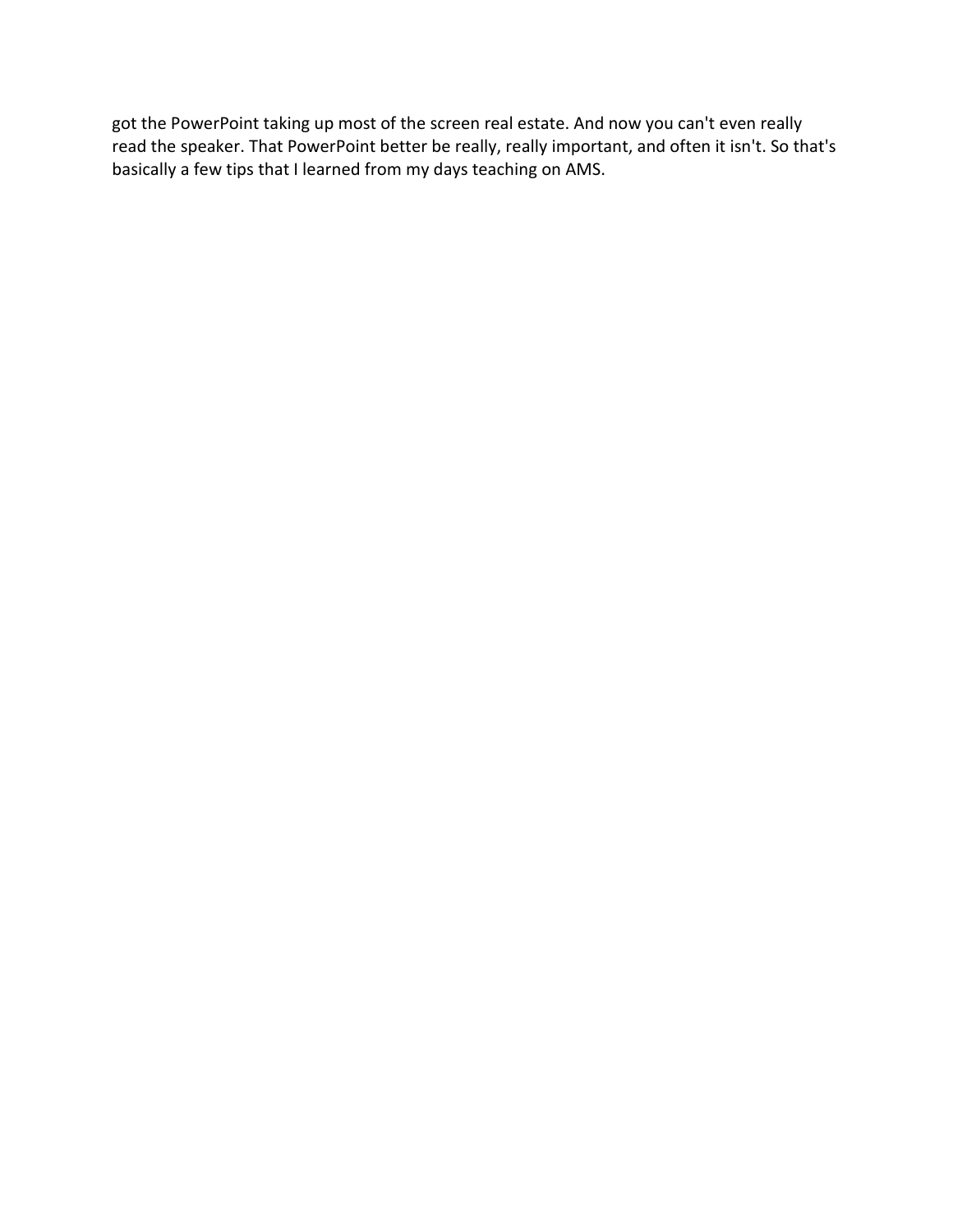got the PowerPoint taking up most of the screen real estate. And now you can't even really read the speaker. That PowerPoint better be really, really important, and often it isn't. So that's basically a few tips that I learned from my days teaching on AMS.